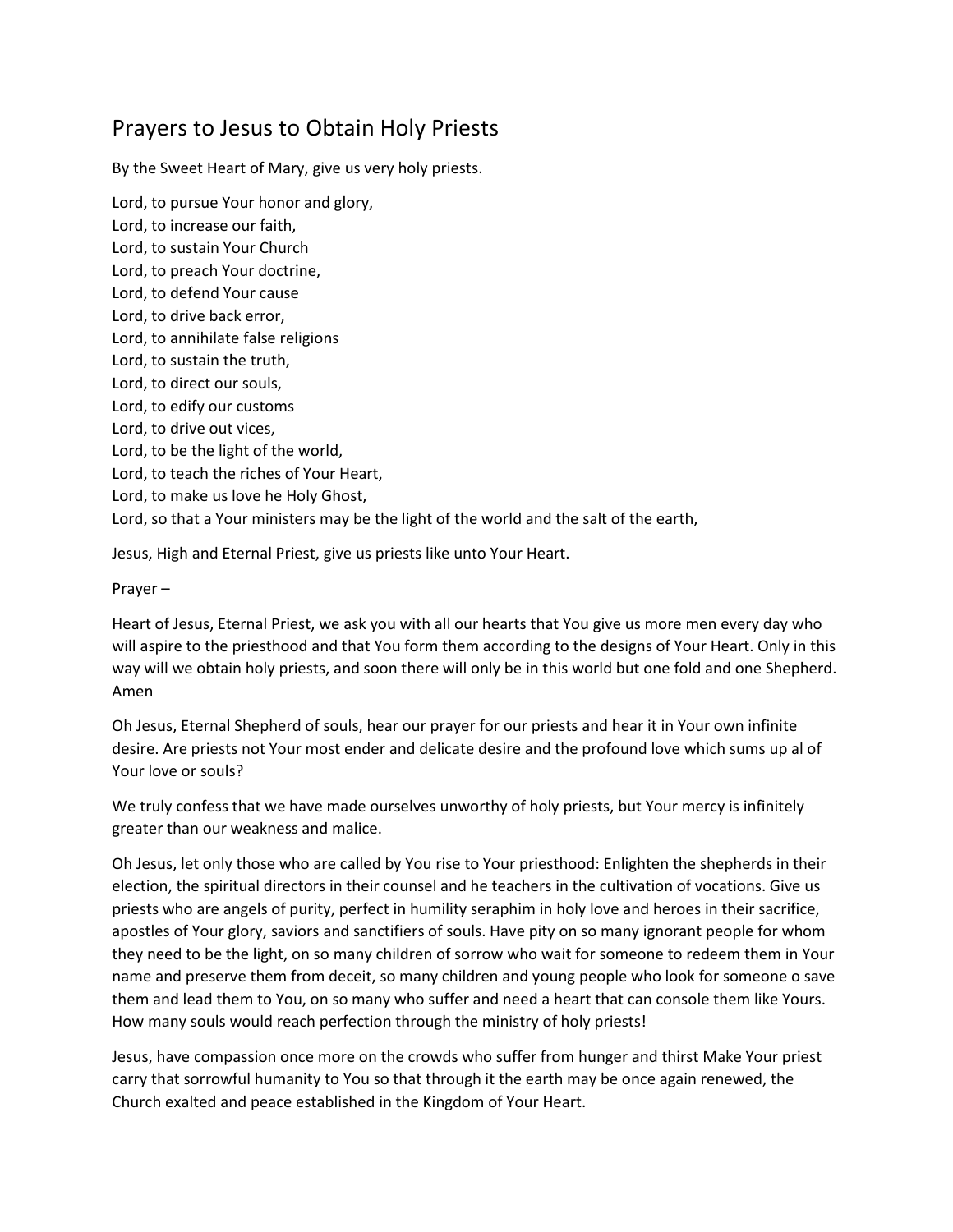# Prayers to Jesus to Obtain Holy Priests

By the Sweet Heart of Mary, give us very holy priests.

Lord, to pursue Your honor and glory,
Lord, to increase our faith,
Lord, to sustain Your Church
Lord, to preach Your doctrine,
Lord, to defend Your cause
Lord, to drive back error,
Lord, to annihilate false religions
Lord, to sustain the truth,
Lord, to direct our souls,
Lord, to edify our customs
Lord, to drive out vices,
Lord, to be the light of the world,
Lord, to teach the riches of Your Heart,
Lord, to make us love he Holy Ghost,
Lord, so that a Your ministers may be the light of the world and the salt of the earth,

Jesus, High and Eternal Priest, give us priests like unto Your Heart.

Prayer –

Heart of Jesus, Eternal Priest, we ask you with all our hearts that You give us more men every day who will aspire to the priesthood and that You form them according to the designs of Your Heart. Only in this way will we obtain holy priests, and soon there will only be in this world but one fold and one Shepherd. Amen

Oh Jesus, Eternal Shepherd of souls, hear our prayer for our priests and hear it in Your own infinite desire. Are priests not Your most ender and delicate desire and the profound love which sums up al of Your love or souls?

We truly confess that we have made ourselves unworthy of holy priests, but Your mercy is infinitely greater than our weakness and malice.

Oh Jesus, let only those who are called by You rise to Your priesthood: Enlighten the shepherds in their election, the spiritual directors in their counsel and he teachers in the cultivation of vocations. Give us priests who are angels of purity, perfect in humility seraphim in holy love and heroes in their sacrifice, apostles of Your glory, saviors and sanctifiers of souls. Have pity on so many ignorant people for whom they need to be the light, on so many children of sorrow who wait for someone to redeem them in Your name and preserve them from deceit, so many children and young people who look for someone o save them and lead them to You, on so many who suffer and need a heart that can console them like Yours. How many souls would reach perfection through the ministry of holy priests!

Jesus, have compassion once more on the crowds who suffer from hunger and thirst Make Your priest carry that sorrowful humanity to You so that through it the earth may be once again renewed, the Church exalted and peace established in the Kingdom of Your Heart.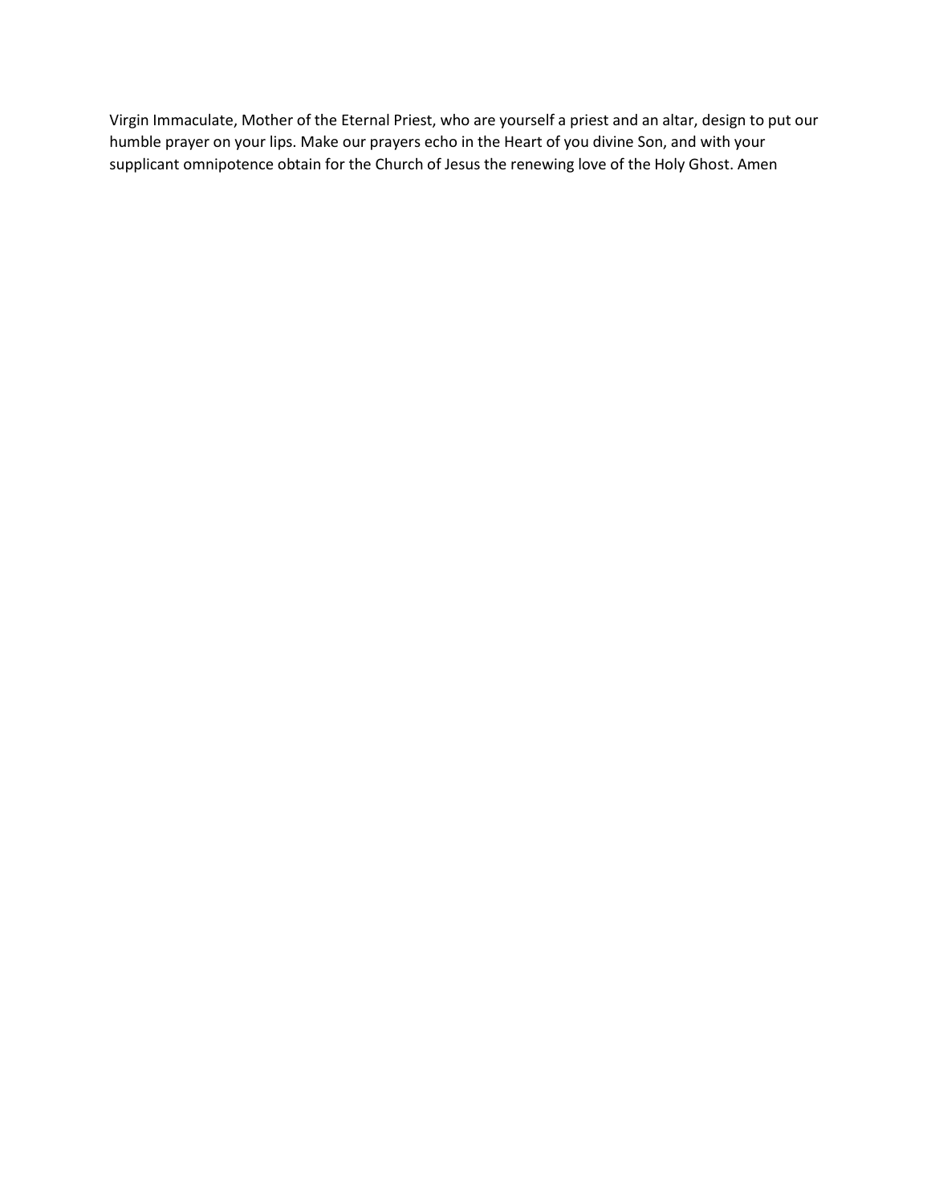Virgin Immaculate, Mother of the Eternal Priest, who are yourself a priest and an altar, design to put our humble prayer on your lips. Make our prayers echo in the Heart of you divine Son, and with your supplicant omnipotence obtain for the Church of Jesus the renewing love of the Holy Ghost. Amen